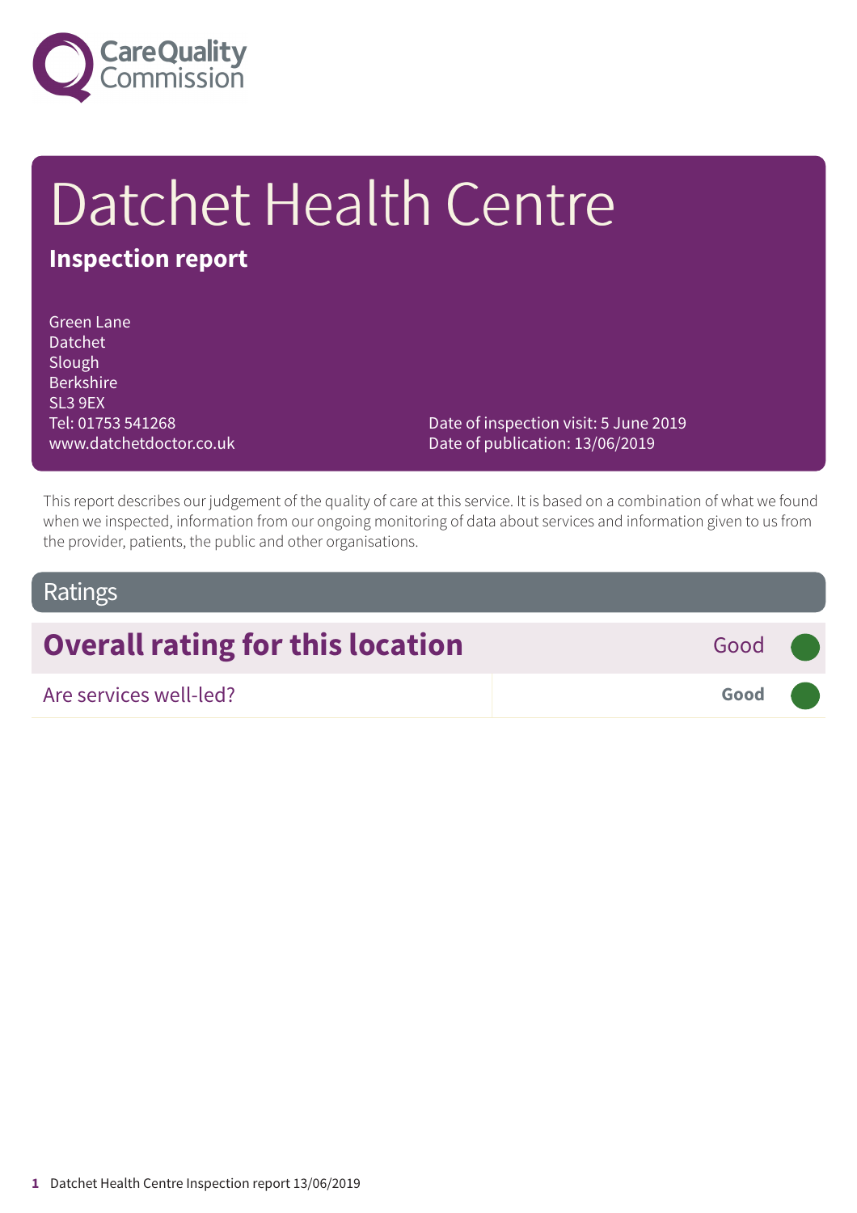# Datchet Health Centre

**Inspection report**

Green Lane
Datchet
Slough
Berkshire
SL3 9EX
Tel: 01753 541268
www.datchetdoctor.co.uk

Date of inspection visit: 5 June 2019
Date of publication: 13/06/2019

This report describes our judgement of the quality of care at this service. It is based on a combination of what we found when we inspected, information from our ongoing monitoring of data about services and information given to us from the provider, patients, the public and other organisations.

## Ratings

| **Overall rating for this location** | Good |
| --- | --- |
| Are services well-led? | **Good** |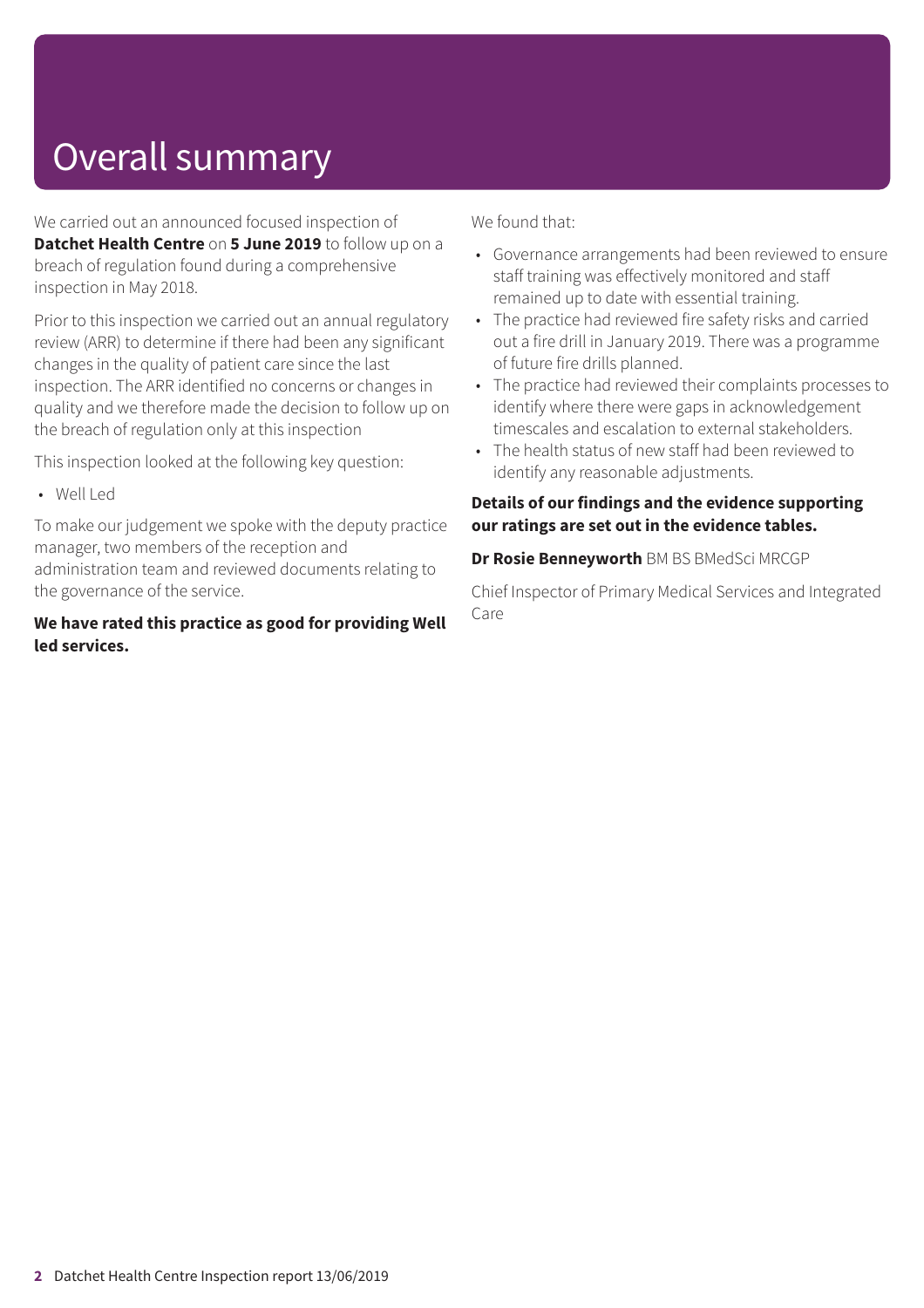# Overall summary

We carried out an announced focused inspection of **Datchet Health Centre** on **5 June 2019** to follow up on a breach of regulation found during a comprehensive inspection in May 2018.

Prior to this inspection we carried out an annual regulatory review (ARR) to determine if there had been any significant changes in the quality of patient care since the last inspection. The ARR identified no concerns or changes in quality and we therefore made the decision to follow up on the breach of regulation only at this inspection

This inspection looked at the following key question:

- Well Led

To make our judgement we spoke with the deputy practice manager, two members of the reception and administration team and reviewed documents relating to the governance of the service.

**We have rated this practice as good for providing Well led services.**

We found that:

- Governance arrangements had been reviewed to ensure staff training was effectively monitored and staff remained up to date with essential training.
- The practice had reviewed fire safety risks and carried out a fire drill in January 2019. There was a programme of future fire drills planned.
- The practice had reviewed their complaints processes to identify where there were gaps in acknowledgement timescales and escalation to external stakeholders.
- The health status of new staff had been reviewed to identify any reasonable adjustments.

**Details of our findings and the evidence supporting our ratings are set out in the evidence tables.**

**Dr Rosie Benneyworth** BM BS BMedSci MRCGP

Chief Inspector of Primary Medical Services and Integrated Care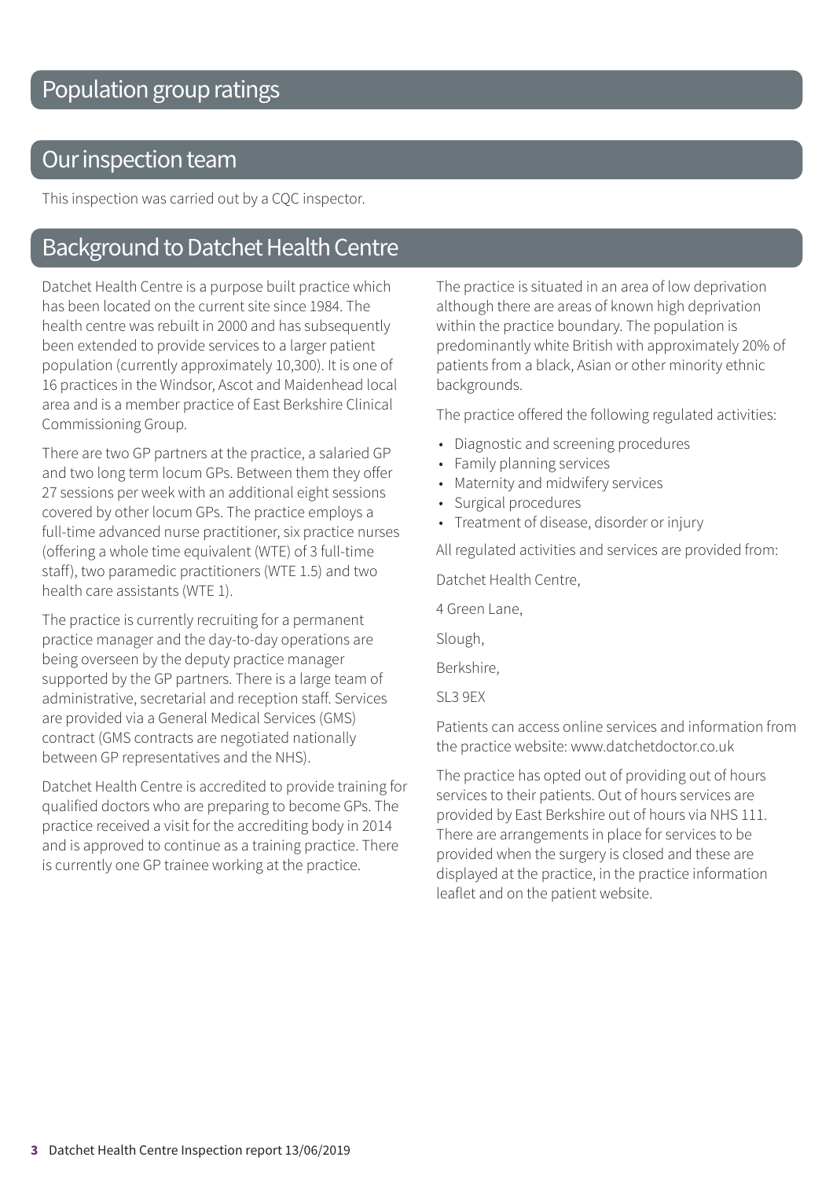## Population group ratings

## Our inspection team

This inspection was carried out by a CQC inspector.

## Background to Datchet Health Centre

Datchet Health Centre is a purpose built practice which has been located on the current site since 1984. The health centre was rebuilt in 2000 and has subsequently been extended to provide services to a larger patient population (currently approximately 10,300). It is one of 16 practices in the Windsor, Ascot and Maidenhead local area and is a member practice of East Berkshire Clinical Commissioning Group.

There are two GP partners at the practice, a salaried GP and two long term locum GPs. Between them they offer 27 sessions per week with an additional eight sessions covered by other locum GPs. The practice employs a full-time advanced nurse practitioner, six practice nurses (offering a whole time equivalent (WTE) of 3 full-time staff), two paramedic practitioners (WTE 1.5) and two health care assistants (WTE 1).

The practice is currently recruiting for a permanent practice manager and the day-to-day operations are being overseen by the deputy practice manager supported by the GP partners. There is a large team of administrative, secretarial and reception staff. Services are provided via a General Medical Services (GMS) contract (GMS contracts are negotiated nationally between GP representatives and the NHS).

Datchet Health Centre is accredited to provide training for qualified doctors who are preparing to become GPs. The practice received a visit for the accrediting body in 2014 and is approved to continue as a training practice. There is currently one GP trainee working at the practice.

The practice is situated in an area of low deprivation although there are areas of known high deprivation within the practice boundary. The population is predominantly white British with approximately 20% of patients from a black, Asian or other minority ethnic backgrounds.

The practice offered the following regulated activities:

- Diagnostic and screening procedures
- Family planning services
- Maternity and midwifery services
- Surgical procedures
- Treatment of disease, disorder or injury

All regulated activities and services are provided from:

Datchet Health Centre,

4 Green Lane,

Slough,

Berkshire,

SL3 9EX

Patients can access online services and information from the practice website: www.datchetdoctor.co.uk

The practice has opted out of providing out of hours services to their patients. Out of hours services are provided by East Berkshire out of hours via NHS 111. There are arrangements in place for services to be provided when the surgery is closed and these are displayed at the practice, in the practice information leaflet and on the patient website.